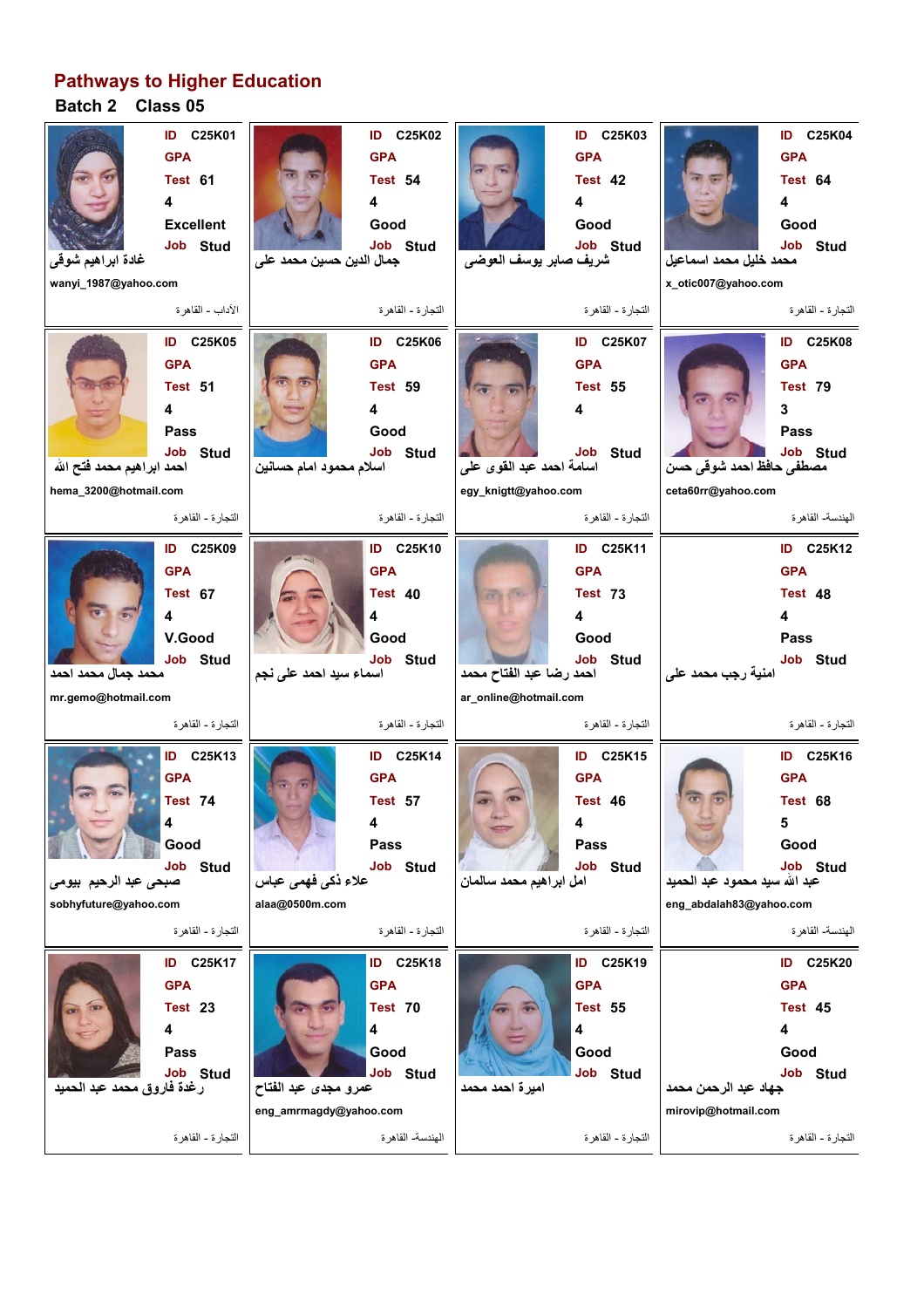# Pathways to Higher Education

## Batch 2 Class 05

| ID | GPA | Test | | | Job | Name | Email | Faculty |
|---|---|---|---|---|---|---|---|---|
| C25K01 | | 61 | 4 | Excellent | Stud | غادة ابراهيم شوقى | wanyi_1987@yahoo.com | الآداب - القاهرة |
| C25K02 | | 54 | 4 | Good | Stud | جمال الدين حسين محمد على | | التجارة - القاهرة |
| C25K03 | | 42 | 4 | Good | Stud | شريف صابر يوسف العوضى | | التجارة - القاهرة |
| C25K04 | | 64 | 4 | Good | Stud | محمد خليل محمد اسماعيل | x_otic007@yahoo.com | التجارة - القاهرة |
| C25K05 | | 51 | 4 | Pass | Stud | احمد ابراهيم محمد فتح الله | hema_3200@hotmail.com | التجارة - القاهرة |
| C25K06 | | 59 | 4 | Good | Stud | اسلام محمود امام حسانين | | التجارة - القاهرة |
| C25K07 | | 55 | 4 | | Stud | اسامة احمد عبد القوى على | egy_knigtt@yahoo.com | التجارة - القاهرة |
| C25K08 | | 79 | 3 | Pass | Stud | مصطفى حافظ احمد شوقى حسن | ceta60rr@yahoo.com | الهندسة- القاهرة |
| C25K09 | | 67 | 4 | V.Good | Stud | محمد جمال محمد احمد | mr.gemo@hotmail.com | التجارة - القاهرة |
| C25K10 | | 40 | 4 | Good | Stud | اسماء سيد احمد على نجم | | التجارة - القاهرة |
| C25K11 | | 73 | 4 | Good | Stud | احمد رضا عبد الفتاح محمد | ar_online@hotmail.com | التجارة - القاهرة |
| C25K12 | | 48 | 4 | Pass | Stud | امنية رجب محمد على | | التجارة - القاهرة |
| C25K13 | | 74 | 4 | Good | Stud | صبحى عبد الرحيم بيومى | sobhyfuture@yahoo.com | التجارة - القاهرة |
| C25K14 | | 57 | 4 | Pass | Stud | علاء ذكى فهمى عباس | alaa@0500m.com | التجارة - القاهرة |
| C25K15 | | 46 | 4 | Pass | Stud | امل ابراهيم محمد سالمان | | التجارة - القاهرة |
| C25K16 | | 68 | 5 | Good | Stud | عبد الله سيد محمود عبد الحميد | eng_abdalah83@yahoo.com | الهندسة- القاهرة |
| C25K17 | | 23 | 4 | Pass | Stud | رغدة فاروق محمد عبد الحميد | | التجارة - القاهرة |
| C25K18 | | 70 | 4 | Good | Stud | عمرو مجدى عبد الفتاح | eng_amrmagdy@yahoo.com | الهندسة- القاهرة |
| C25K19 | | 55 | 4 | Good | Stud | اميرة احمد محمد | | التجارة - القاهرة |
| C25K20 | | 45 | 4 | Good | Stud | جهاد عبد الرحمن محمد | mirovip@hotmail.com | التجارة - القاهرة |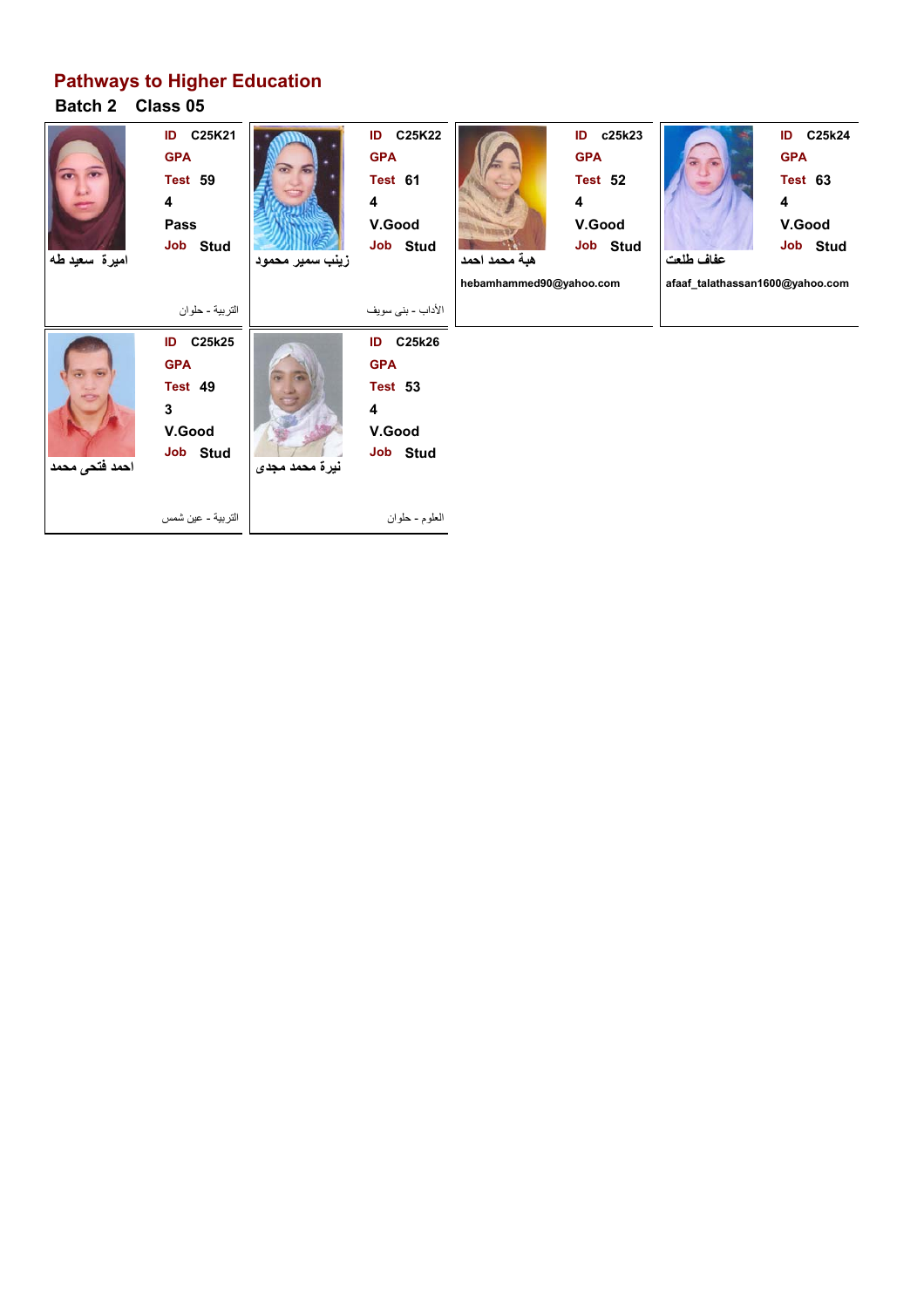## Pathways to Higher Education

### Batch 2 Class 05

| Name | ID | GPA | Test | Job | Notes |
|---|---|---|---|---|---|
| اميرة سعيد طه | C25K21 | Pass | 59 / 4 | Stud | التربية - حلوان |
| زينب سمير محمود | C25K22 | V.Good | 61 / 4 | Stud | الأداب - بنى سويف |
| هبة محمد احمد | c25k23 | V.Good | 52 / 4 | Stud | hebamhammed90@yahoo.com |
| عفاف طلعت | C25k24 | V.Good | 63 / 4 | Stud | afaaf_talathassan1600@yahoo.com |
| احمد فتحى محمد | C25k25 | V.Good | 49 / 3 | Stud | التربية - عين شمس |
| نيرة محمد مجدى | C25k26 | V.Good | 53 / 4 | Stud | العلوم - حلوان |